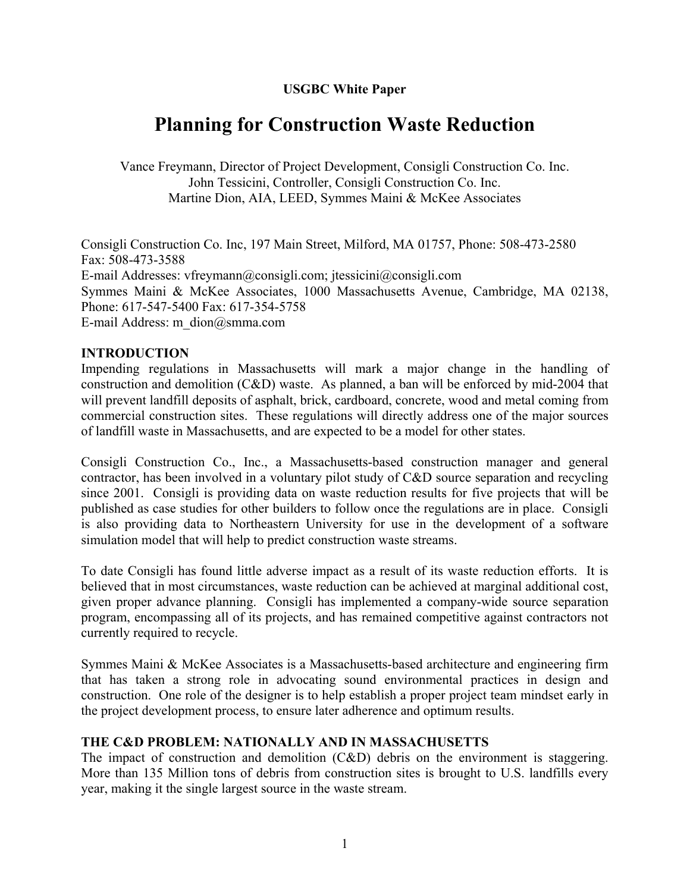**USGBC White Paper**

# Planning for Construction Waste Reduction

Vance Freymann, Director of Project Development, Consigli Construction Co. Inc.
John Tessicini, Controller, Consigli Construction Co. Inc.
Martine Dion, AIA, LEED, Symmes Maini & McKee Associates

Consigli Construction Co. Inc, 197 Main Street, Milford, MA 01757, Phone: 508-473-2580
Fax: 508-473-3588
E-mail Addresses: vfreymann@consigli.com; jtessicini@consigli.com
Symmes Maini & McKee Associates, 1000 Massachusetts Avenue, Cambridge, MA 02138, Phone: 617-547-5400 Fax: 617-354-5758
E-mail Address: m_dion@smma.com

## INTRODUCTION

Impending regulations in Massachusetts will mark a major change in the handling of construction and demolition (C&D) waste. As planned, a ban will be enforced by mid-2004 that will prevent landfill deposits of asphalt, brick, cardboard, concrete, wood and metal coming from commercial construction sites. These regulations will directly address one of the major sources of landfill waste in Massachusetts, and are expected to be a model for other states.

Consigli Construction Co., Inc., a Massachusetts-based construction manager and general contractor, has been involved in a voluntary pilot study of C&D source separation and recycling since 2001. Consigli is providing data on waste reduction results for five projects that will be published as case studies for other builders to follow once the regulations are in place. Consigli is also providing data to Northeastern University for use in the development of a software simulation model that will help to predict construction waste streams.

To date Consigli has found little adverse impact as a result of its waste reduction efforts. It is believed that in most circumstances, waste reduction can be achieved at marginal additional cost, given proper advance planning. Consigli has implemented a company-wide source separation program, encompassing all of its projects, and has remained competitive against contractors not currently required to recycle.

Symmes Maini & McKee Associates is a Massachusetts-based architecture and engineering firm that has taken a strong role in advocating sound environmental practices in design and construction. One role of the designer is to help establish a proper project team mindset early in the project development process, to ensure later adherence and optimum results.

## THE C&D PROBLEM: NATIONALLY AND IN MASSACHUSETTS

The impact of construction and demolition (C&D) debris on the environment is staggering. More than 135 Million tons of debris from construction sites is brought to U.S. landfills every year, making it the single largest source in the waste stream.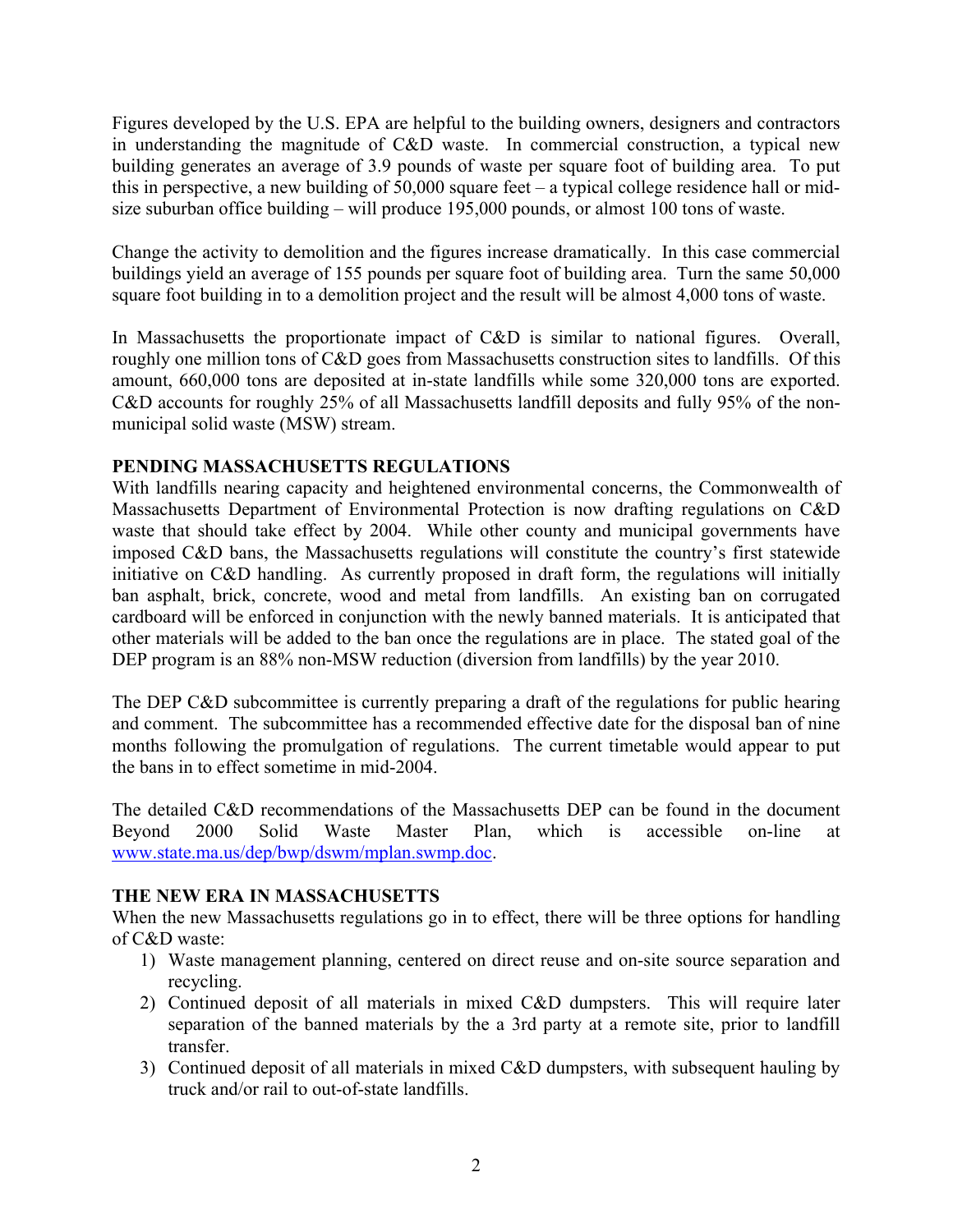Figures developed by the U.S. EPA are helpful to the building owners, designers and contractors in understanding the magnitude of C&D waste. In commercial construction, a typical new building generates an average of 3.9 pounds of waste per square foot of building area. To put this in perspective, a new building of 50,000 square feet – a typical college residence hall or mid-size suburban office building – will produce 195,000 pounds, or almost 100 tons of waste.

Change the activity to demolition and the figures increase dramatically. In this case commercial buildings yield an average of 155 pounds per square foot of building area. Turn the same 50,000 square foot building in to a demolition project and the result will be almost 4,000 tons of waste.

In Massachusetts the proportionate impact of C&D is similar to national figures. Overall, roughly one million tons of C&D goes from Massachusetts construction sites to landfills. Of this amount, 660,000 tons are deposited at in-state landfills while some 320,000 tons are exported. C&D accounts for roughly 25% of all Massachusetts landfill deposits and fully 95% of the non-municipal solid waste (MSW) stream.

**PENDING MASSACHUSETTS REGULATIONS**

With landfills nearing capacity and heightened environmental concerns, the Commonwealth of Massachusetts Department of Environmental Protection is now drafting regulations on C&D waste that should take effect by 2004. While other county and municipal governments have imposed C&D bans, the Massachusetts regulations will constitute the country's first statewide initiative on C&D handling. As currently proposed in draft form, the regulations will initially ban asphalt, brick, concrete, wood and metal from landfills. An existing ban on corrugated cardboard will be enforced in conjunction with the newly banned materials. It is anticipated that other materials will be added to the ban once the regulations are in place. The stated goal of the DEP program is an 88% non-MSW reduction (diversion from landfills) by the year 2010.

The DEP C&D subcommittee is currently preparing a draft of the regulations for public hearing and comment. The subcommittee has a recommended effective date for the disposal ban of nine months following the promulgation of regulations. The current timetable would appear to put the bans in to effect sometime in mid-2004.

The detailed C&D recommendations of the Massachusetts DEP can be found in the document Beyond 2000 Solid Waste Master Plan, which is accessible on-line at www.state.ma.us/dep/bwp/dswm/mplan.swmp.doc.

**THE NEW ERA IN MASSACHUSETTS**

When the new Massachusetts regulations go in to effect, there will be three options for handling of C&D waste:

1) Waste management planning, centered on direct reuse and on-site source separation and recycling.
2) Continued deposit of all materials in mixed C&D dumpsters. This will require later separation of the banned materials by the a 3rd party at a remote site, prior to landfill transfer.
3) Continued deposit of all materials in mixed C&D dumpsters, with subsequent hauling by truck and/or rail to out-of-state landfills.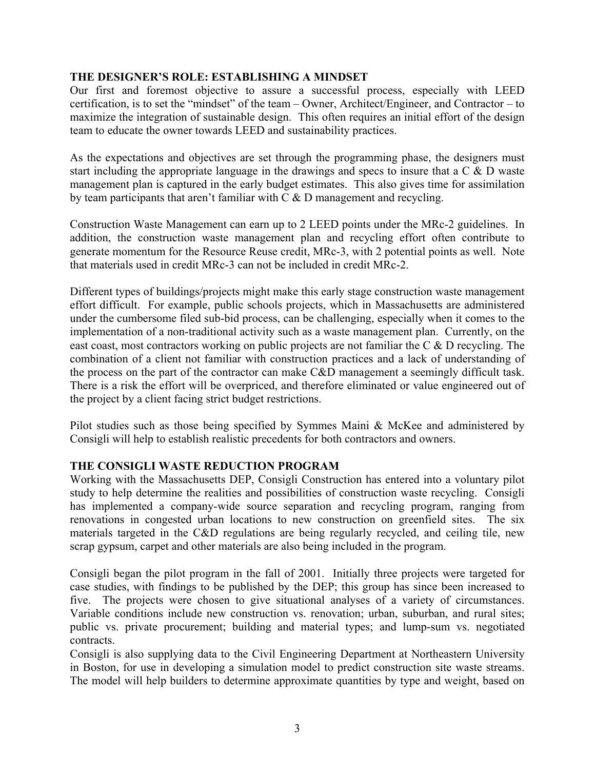## THE DESIGNER'S ROLE: ESTABLISHING A MINDSET

Our first and foremost objective to assure a successful process, especially with LEED certification, is to set the "mindset" of the team – Owner, Architect/Engineer, and Contractor – to maximize the integration of sustainable design. This often requires an initial effort of the design team to educate the owner towards LEED and sustainability practices.

As the expectations and objectives are set through the programming phase, the designers must start including the appropriate language in the drawings and specs to insure that a C & D waste management plan is captured in the early budget estimates. This also gives time for assimilation by team participants that aren't familiar with C & D management and recycling.

Construction Waste Management can earn up to 2 LEED points under the MRc-2 guidelines. In addition, the construction waste management plan and recycling effort often contribute to generate momentum for the Resource Reuse credit, MRc-3, with 2 potential points as well. Note that materials used in credit MRc-3 can not be included in credit MRc-2.

Different types of buildings/projects might make this early stage construction waste management effort difficult. For example, public schools projects, which in Massachusetts are administered under the cumbersome filed sub-bid process, can be challenging, especially when it comes to the implementation of a non-traditional activity such as a waste management plan. Currently, on the east coast, most contractors working on public projects are not familiar the C & D recycling. The combination of a client not familiar with construction practices and a lack of understanding of the process on the part of the contractor can make C&D management a seemingly difficult task. There is a risk the effort will be overpriced, and therefore eliminated or value engineered out of the project by a client facing strict budget restrictions.

Pilot studies such as those being specified by Symmes Maini & McKee and administered by Consigli will help to establish realistic precedents for both contractors and owners.

## THE CONSIGLI WASTE REDUCTION PROGRAM

Working with the Massachusetts DEP, Consigli Construction has entered into a voluntary pilot study to help determine the realities and possibilities of construction waste recycling. Consigli has implemented a company-wide source separation and recycling program, ranging from renovations in congested urban locations to new construction on greenfield sites. The six materials targeted in the C&D regulations are being regularly recycled, and ceiling tile, new scrap gypsum, carpet and other materials are also being included in the program.

Consigli began the pilot program in the fall of 2001. Initially three projects were targeted for case studies, with findings to be published by the DEP; this group has since been increased to five. The projects were chosen to give situational analyses of a variety of circumstances. Variable conditions include new construction vs. renovation; urban, suburban, and rural sites; public vs. private procurement; building and material types; and lump-sum vs. negotiated contracts.

Consigli is also supplying data to the Civil Engineering Department at Northeastern University in Boston, for use in developing a simulation model to predict construction site waste streams. The model will help builders to determine approximate quantities by type and weight, based on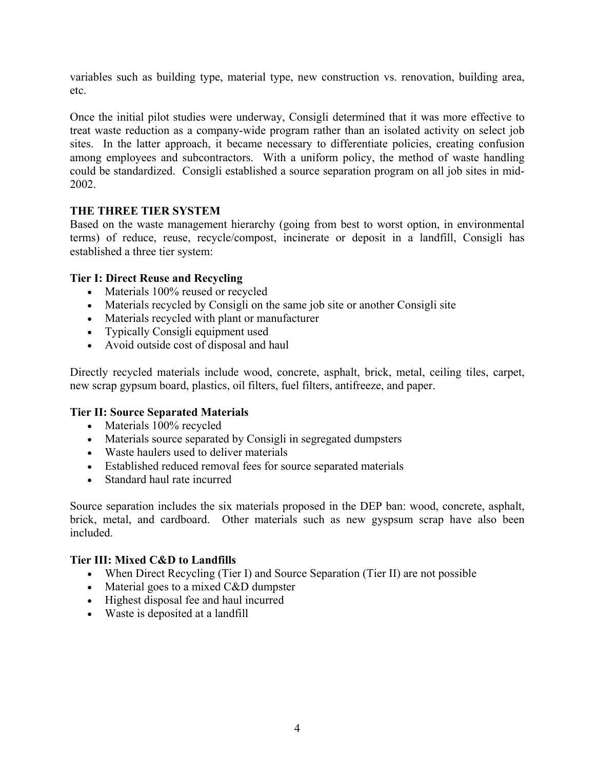variables such as building type, material type, new construction vs. renovation, building area, etc.

Once the initial pilot studies were underway, Consigli determined that it was more effective to treat waste reduction as a company-wide program rather than an isolated activity on select job sites. In the latter approach, it became necessary to differentiate policies, creating confusion among employees and subcontractors. With a uniform policy, the method of waste handling could be standardized. Consigli established a source separation program on all job sites in mid-2002.

## THE THREE TIER SYSTEM

Based on the waste management hierarchy (going from best to worst option, in environmental terms) of reduce, reuse, recycle/compost, incinerate or deposit in a landfill, Consigli has established a three tier system:

### Tier I: Direct Reuse and Recycling

- Materials 100% reused or recycled
- Materials recycled by Consigli on the same job site or another Consigli site
- Materials recycled with plant or manufacturer
- Typically Consigli equipment used
- Avoid outside cost of disposal and haul

Directly recycled materials include wood, concrete, asphalt, brick, metal, ceiling tiles, carpet, new scrap gypsum board, plastics, oil filters, fuel filters, antifreeze, and paper.

### Tier II: Source Separated Materials

- Materials 100% recycled
- Materials source separated by Consigli in segregated dumpsters
- Waste haulers used to deliver materials
- Established reduced removal fees for source separated materials
- Standard haul rate incurred

Source separation includes the six materials proposed in the DEP ban: wood, concrete, asphalt, brick, metal, and cardboard. Other materials such as new gyspsum scrap have also been included.

### Tier III: Mixed C&D to Landfills

- When Direct Recycling (Tier I) and Source Separation (Tier II) are not possible
- Material goes to a mixed C&D dumpster
- Highest disposal fee and haul incurred
- Waste is deposited at a landfill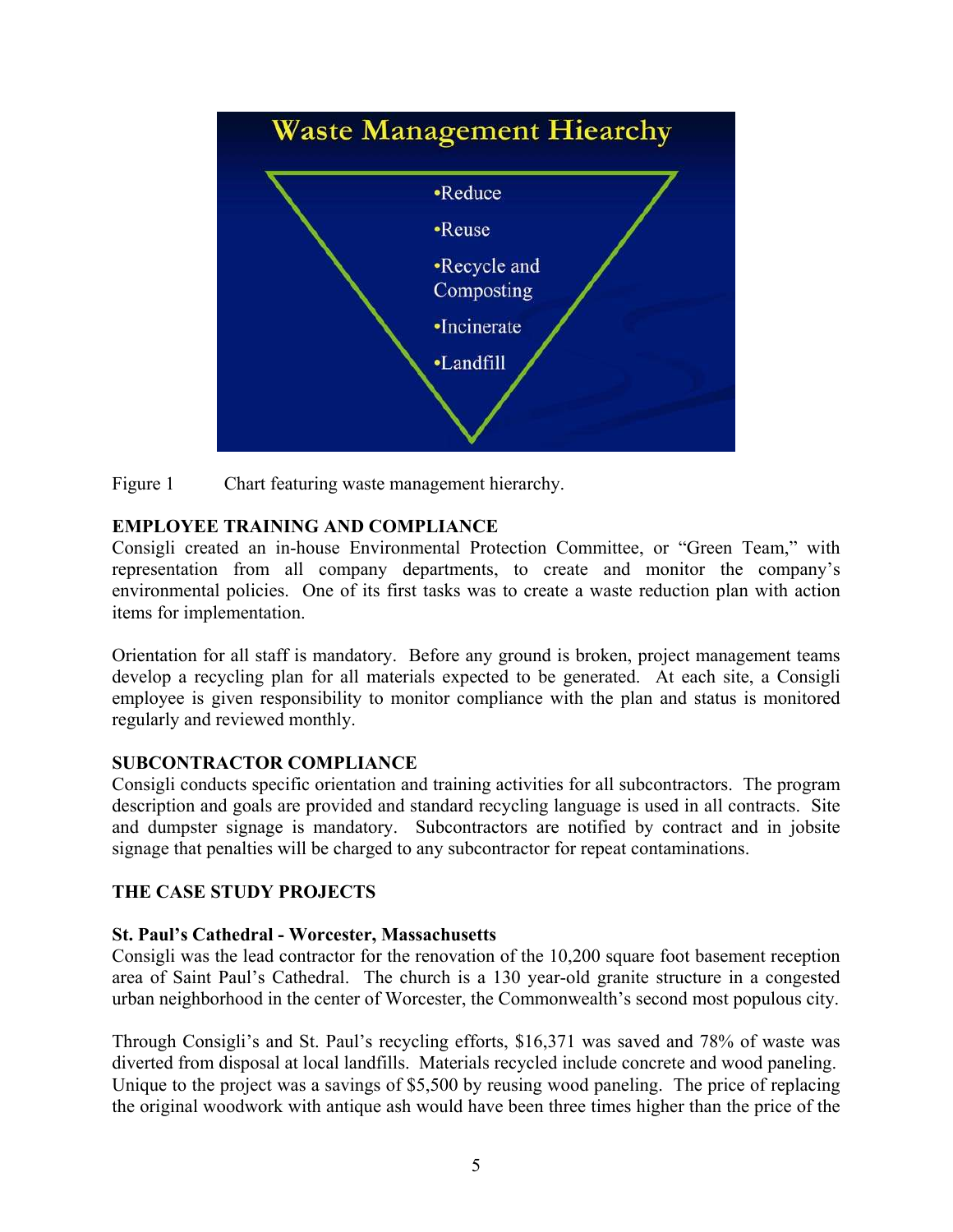Waste Management Hiearchy

- Reduce
- Reuse
- Recycle and Composting
- Incinerate
- Landfill

Figure 1 Chart featuring waste management hierarchy.

**EMPLOYEE TRAINING AND COMPLIANCE**

Consigli created an in-house Environmental Protection Committee, or "Green Team," with representation from all company departments, to create and monitor the company's environmental policies. One of its first tasks was to create a waste reduction plan with action items for implementation.

Orientation for all staff is mandatory. Before any ground is broken, project management teams develop a recycling plan for all materials expected to be generated. At each site, a Consigli employee is given responsibility to monitor compliance with the plan and status is monitored regularly and reviewed monthly.

**SUBCONTRACTOR COMPLIANCE**

Consigli conducts specific orientation and training activities for all subcontractors. The program description and goals are provided and standard recycling language is used in all contracts. Site and dumpster signage is mandatory. Subcontractors are notified by contract and in jobsite signage that penalties will be charged to any subcontractor for repeat contaminations.

**THE CASE STUDY PROJECTS**

**St. Paul's Cathedral - Worcester, Massachusetts**

Consigli was the lead contractor for the renovation of the 10,200 square foot basement reception area of Saint Paul's Cathedral. The church is a 130 year-old granite structure in a congested urban neighborhood in the center of Worcester, the Commonwealth's second most populous city.

Through Consigli's and St. Paul's recycling efforts, $16,371 was saved and 78% of waste was diverted from disposal at local landfills. Materials recycled include concrete and wood paneling. Unique to the project was a savings of $5,500 by reusing wood paneling. The price of replacing the original woodwork with antique ash would have been three times higher than the price of the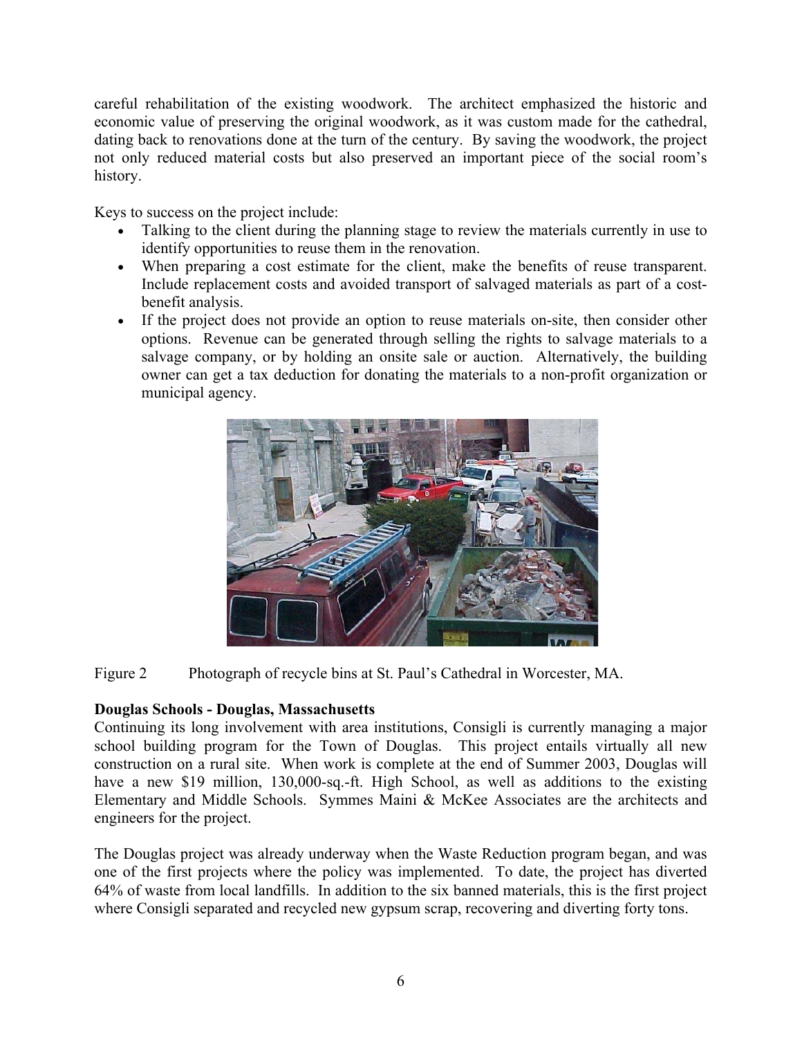careful rehabilitation of the existing woodwork. The architect emphasized the historic and economic value of preserving the original woodwork, as it was custom made for the cathedral, dating back to renovations done at the turn of the century. By saving the woodwork, the project not only reduced material costs but also preserved an important piece of the social room's history.

Keys to success on the project include:

- Talking to the client during the planning stage to review the materials currently in use to identify opportunities to reuse them in the renovation.
- When preparing a cost estimate for the client, make the benefits of reuse transparent. Include replacement costs and avoided transport of salvaged materials as part of a cost-benefit analysis.
- If the project does not provide an option to reuse materials on-site, then consider other options. Revenue can be generated through selling the rights to salvage materials to a salvage company, or by holding an onsite sale or auction. Alternatively, the building owner can get a tax deduction for donating the materials to a non-profit organization or municipal agency.

Figure 2 Photograph of recycle bins at St. Paul's Cathedral in Worcester, MA.

**Douglas Schools - Douglas, Massachusetts**

Continuing its long involvement with area institutions, Consigli is currently managing a major school building program for the Town of Douglas. This project entails virtually all new construction on a rural site. When work is complete at the end of Summer 2003, Douglas will have a new \$19 million, 130,000-sq.-ft. High School, as well as additions to the existing Elementary and Middle Schools. Symmes Maini & McKee Associates are the architects and engineers for the project.

The Douglas project was already underway when the Waste Reduction program began, and was one of the first projects where the policy was implemented. To date, the project has diverted 64% of waste from local landfills. In addition to the six banned materials, this is the first project where Consigli separated and recycled new gypsum scrap, recovering and diverting forty tons.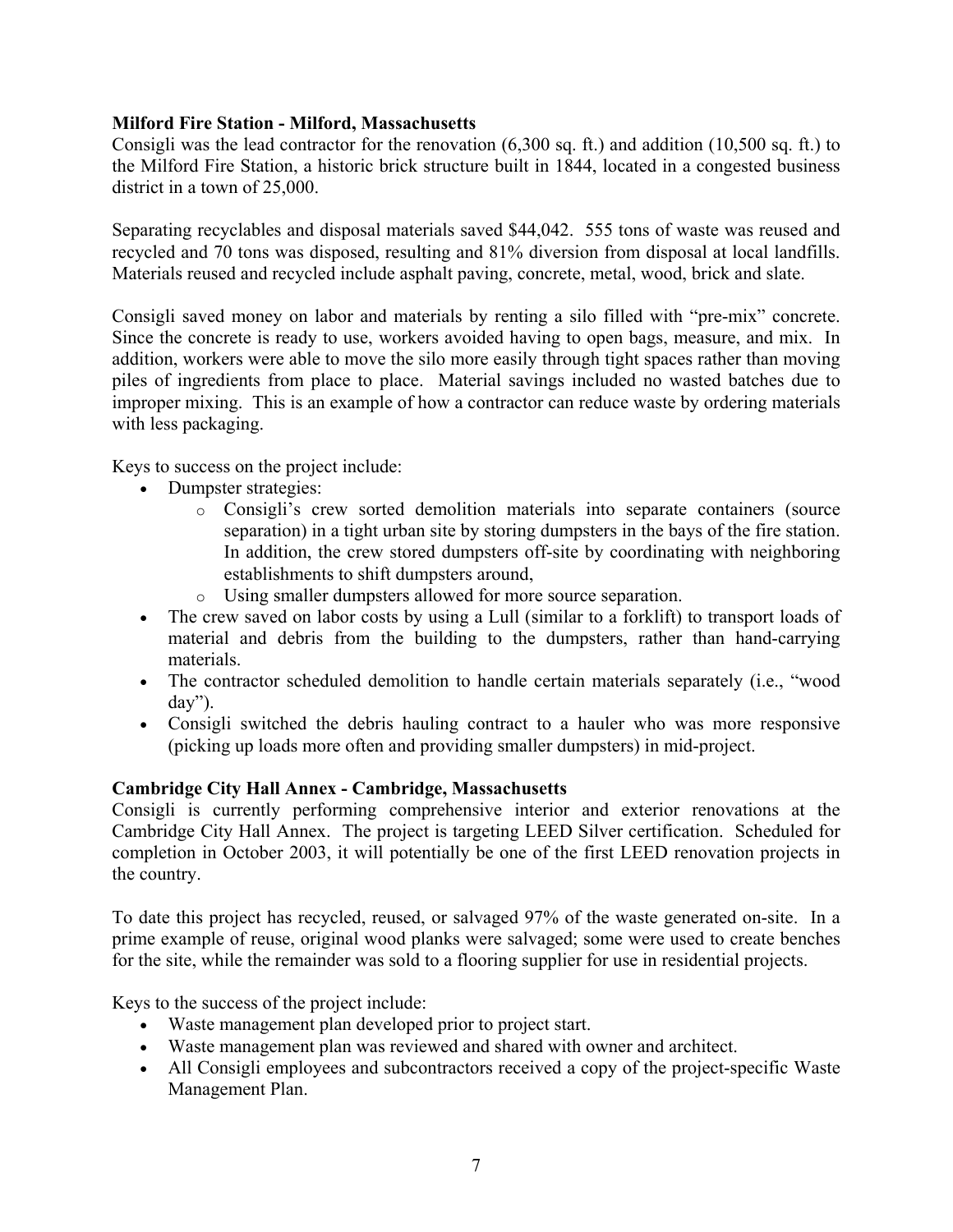**Milford Fire Station - Milford, Massachusetts**

Consigli was the lead contractor for the renovation (6,300 sq. ft.) and addition (10,500 sq. ft.) to the Milford Fire Station, a historic brick structure built in 1844, located in a congested business district in a town of 25,000.

Separating recyclables and disposal materials saved $44,042. 555 tons of waste was reused and recycled and 70 tons was disposed, resulting and 81% diversion from disposal at local landfills. Materials reused and recycled include asphalt paving, concrete, metal, wood, brick and slate.

Consigli saved money on labor and materials by renting a silo filled with "pre-mix" concrete. Since the concrete is ready to use, workers avoided having to open bags, measure, and mix. In addition, workers were able to move the silo more easily through tight spaces rather than moving piles of ingredients from place to place. Material savings included no wasted batches due to improper mixing. This is an example of how a contractor can reduce waste by ordering materials with less packaging.

Keys to success on the project include:

- Dumpster strategies:
  - Consigli's crew sorted demolition materials into separate containers (source separation) in a tight urban site by storing dumpsters in the bays of the fire station. In addition, the crew stored dumpsters off-site by coordinating with neighboring establishments to shift dumpsters around,
  - Using smaller dumpsters allowed for more source separation.
- The crew saved on labor costs by using a Lull (similar to a forklift) to transport loads of material and debris from the building to the dumpsters, rather than hand-carrying materials.
- The contractor scheduled demolition to handle certain materials separately (i.e., "wood day").
- Consigli switched the debris hauling contract to a hauler who was more responsive (picking up loads more often and providing smaller dumpsters) in mid-project.

**Cambridge City Hall Annex - Cambridge, Massachusetts**

Consigli is currently performing comprehensive interior and exterior renovations at the Cambridge City Hall Annex. The project is targeting LEED Silver certification. Scheduled for completion in October 2003, it will potentially be one of the first LEED renovation projects in the country.

To date this project has recycled, reused, or salvaged 97% of the waste generated on-site. In a prime example of reuse, original wood planks were salvaged; some were used to create benches for the site, while the remainder was sold to a flooring supplier for use in residential projects.

Keys to the success of the project include:

- Waste management plan developed prior to project start.
- Waste management plan was reviewed and shared with owner and architect.
- All Consigli employees and subcontractors received a copy of the project-specific Waste Management Plan.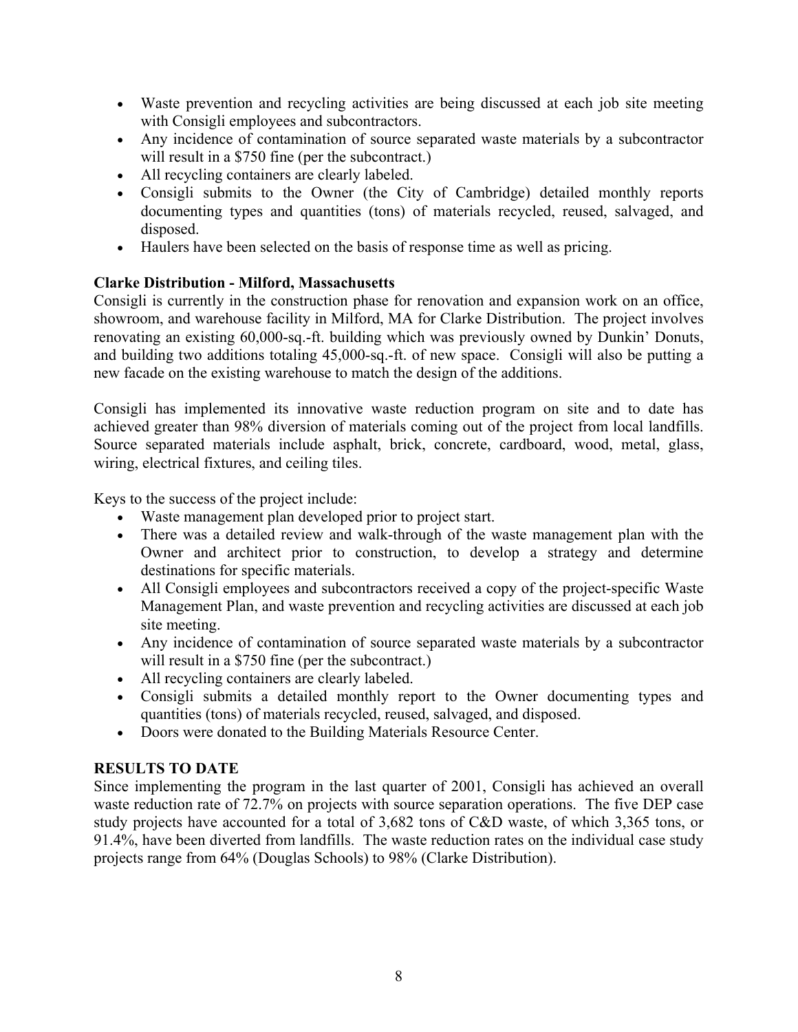- Waste prevention and recycling activities are being discussed at each job site meeting with Consigli employees and subcontractors.
- Any incidence of contamination of source separated waste materials by a subcontractor will result in a $750 fine (per the subcontract.)
- All recycling containers are clearly labeled.
- Consigli submits to the Owner (the City of Cambridge) detailed monthly reports documenting types and quantities (tons) of materials recycled, reused, salvaged, and disposed.
- Haulers have been selected on the basis of response time as well as pricing.

**Clarke Distribution - Milford, Massachusetts**

Consigli is currently in the construction phase for renovation and expansion work on an office, showroom, and warehouse facility in Milford, MA for Clarke Distribution. The project involves renovating an existing 60,000-sq.-ft. building which was previously owned by Dunkin' Donuts, and building two additions totaling 45,000-sq.-ft. of new space. Consigli will also be putting a new facade on the existing warehouse to match the design of the additions.

Consigli has implemented its innovative waste reduction program on site and to date has achieved greater than 98% diversion of materials coming out of the project from local landfills. Source separated materials include asphalt, brick, concrete, cardboard, wood, metal, glass, wiring, electrical fixtures, and ceiling tiles.

Keys to the success of the project include:

- Waste management plan developed prior to project start.
- There was a detailed review and walk-through of the waste management plan with the Owner and architect prior to construction, to develop a strategy and determine destinations for specific materials.
- All Consigli employees and subcontractors received a copy of the project-specific Waste Management Plan, and waste prevention and recycling activities are discussed at each job site meeting.
- Any incidence of contamination of source separated waste materials by a subcontractor will result in a $750 fine (per the subcontract.)
- All recycling containers are clearly labeled.
- Consigli submits a detailed monthly report to the Owner documenting types and quantities (tons) of materials recycled, reused, salvaged, and disposed.
- Doors were donated to the Building Materials Resource Center.

**RESULTS TO DATE**

Since implementing the program in the last quarter of 2001, Consigli has achieved an overall waste reduction rate of 72.7% on projects with source separation operations. The five DEP case study projects have accounted for a total of 3,682 tons of C&D waste, of which 3,365 tons, or 91.4%, have been diverted from landfills. The waste reduction rates on the individual case study projects range from 64% (Douglas Schools) to 98% (Clarke Distribution).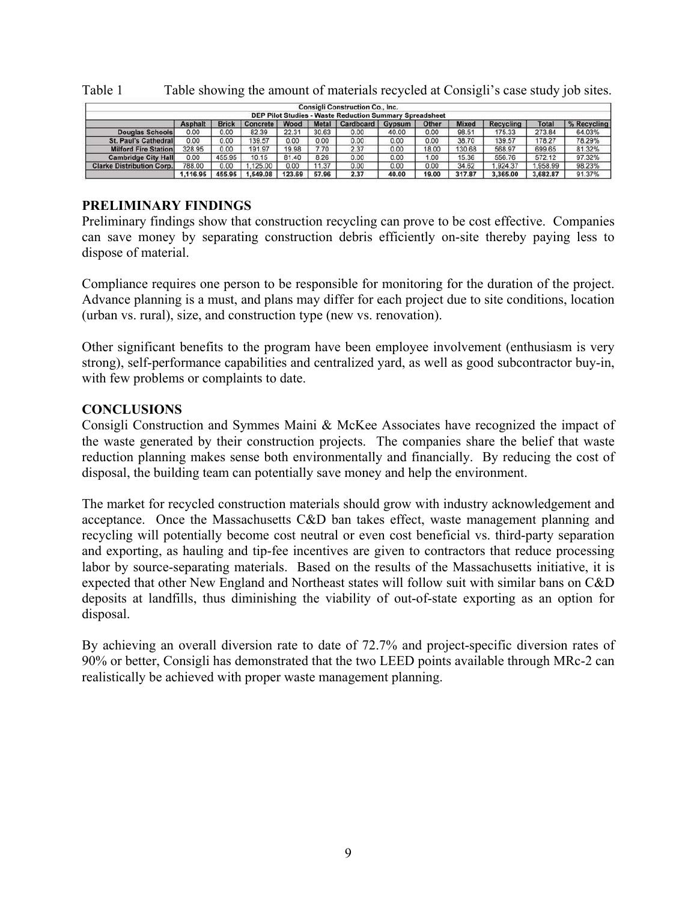Table 1 Table showing the amount of materials recycled at Consigli's case study job sites.

| Consigli Construction Co., Inc. DEP Pilot Studies - Waste Reduction Summary Spreadsheet | | | | | | | | | | | | |
|---|---|---|---|---|---|---|---|---|---|---|---|---|
| | Asphalt | Brick | Concrete | Wood | Metal | Cardboard | Gypsum | Other | Mixed | Recycling | Total | % Recycling |
| Douglas Schools | 0.00 | 0.00 | 82.39 | 22.31 | 30.63 | 0.00 | 40.00 | 0.00 | 98.51 | 175.33 | 273.84 | 64.03% |
| St. Paul's Cathedral | 0.00 | 0.00 | 139.57 | 0.00 | 0.00 | 0.00 | 0.00 | 0.00 | 36.70 | 139.57 | 176.27 | 79.29% |
| Milford Fire Station | 328.95 | 0.00 | 191.97 | 19.98 | 7.70 | 2.37 | 0.00 | 18.00 | 130.68 | 568.97 | 699.65 | 81.32% |
| Cambridge City Hall | 0.00 | 455.95 | 10.15 | 81.40 | 8.26 | 0.00 | 0.00 | 1.00 | 15.36 | 556.76 | 572.12 | 97.32% |
| Clarke Distribution Corp. | 788.00 | 0.00 | 1,125.00 | 0.00 | 11.37 | 0.00 | 0.00 | 0.00 | 34.62 | 1,924.37 | 1,958.99 | 98.23% |
| | 1,116.95 | 455.95 | 1,549.08 | 123.69 | 57.96 | 2.37 | 40.00 | 19.00 | 317.87 | 3,365.00 | 3,682.87 | 91.37% |

## PRELIMINARY FINDINGS

Preliminary findings show that construction recycling can prove to be cost effective. Companies can save money by separating construction debris efficiently on-site thereby paying less to dispose of material.

Compliance requires one person to be responsible for monitoring for the duration of the project. Advance planning is a must, and plans may differ for each project due to site conditions, location (urban vs. rural), size, and construction type (new vs. renovation).

Other significant benefits to the program have been employee involvement (enthusiasm is very strong), self-performance capabilities and centralized yard, as well as good subcontractor buy-in, with few problems or complaints to date.

## CONCLUSIONS

Consigli Construction and Symmes Maini & McKee Associates have recognized the impact of the waste generated by their construction projects. The companies share the belief that waste reduction planning makes sense both environmentally and financially. By reducing the cost of disposal, the building team can potentially save money and help the environment.

The market for recycled construction materials should grow with industry acknowledgement and acceptance. Once the Massachusetts C&D ban takes effect, waste management planning and recycling will potentially become cost neutral or even cost beneficial vs. third-party separation and exporting, as hauling and tip-fee incentives are given to contractors that reduce processing labor by source-separating materials. Based on the results of the Massachusetts initiative, it is expected that other New England and Northeast states will follow suit with similar bans on C&D deposits at landfills, thus diminishing the viability of out-of-state exporting as an option for disposal.

By achieving an overall diversion rate to date of 72.7% and project-specific diversion rates of 90% or better, Consigli has demonstrated that the two LEED points available through MRc-2 can realistically be achieved with proper waste management planning.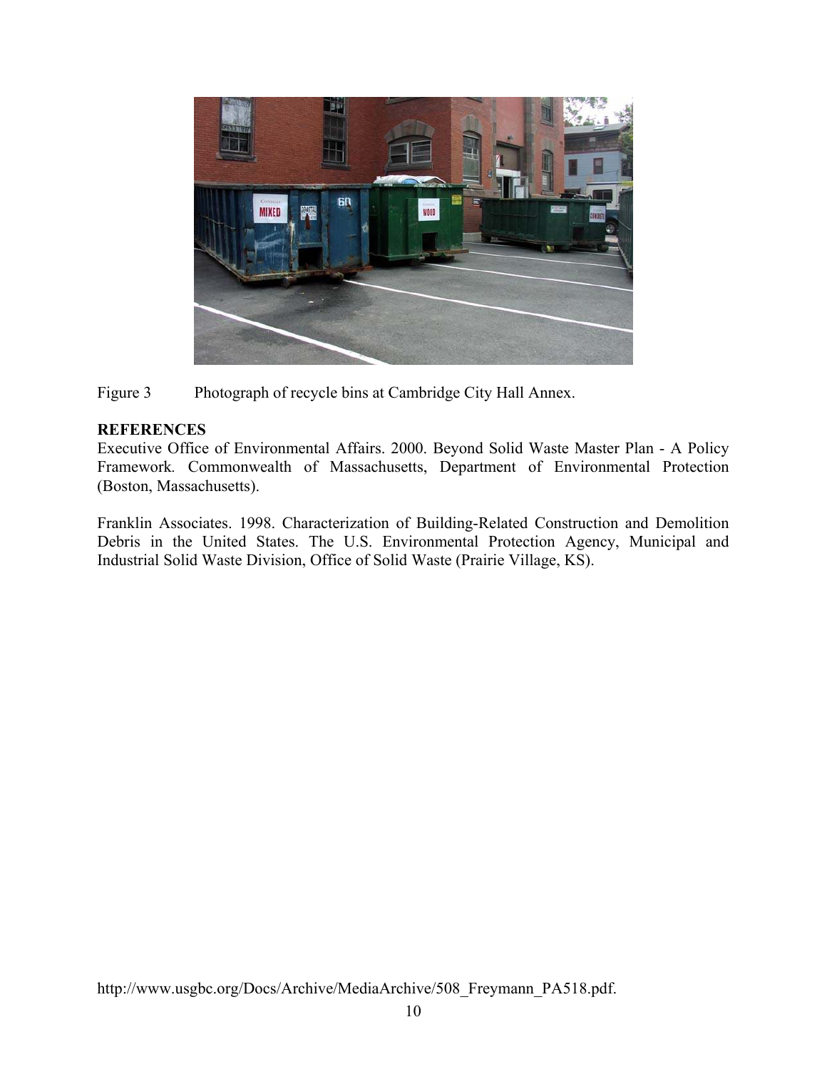Figure 3 Photograph of recycle bins at Cambridge City Hall Annex.

**REFERENCES**

Executive Office of Environmental Affairs. 2000. Beyond Solid Waste Master Plan - A Policy Framework. Commonwealth of Massachusetts, Department of Environmental Protection (Boston, Massachusetts).

Franklin Associates. 1998. Characterization of Building-Related Construction and Demolition Debris in the United States. The U.S. Environmental Protection Agency, Municipal and Industrial Solid Waste Division, Office of Solid Waste (Prairie Village, KS).

http://www.usgbc.org/Docs/Archive/MediaArchive/508_Freymann_PA518.pdf.